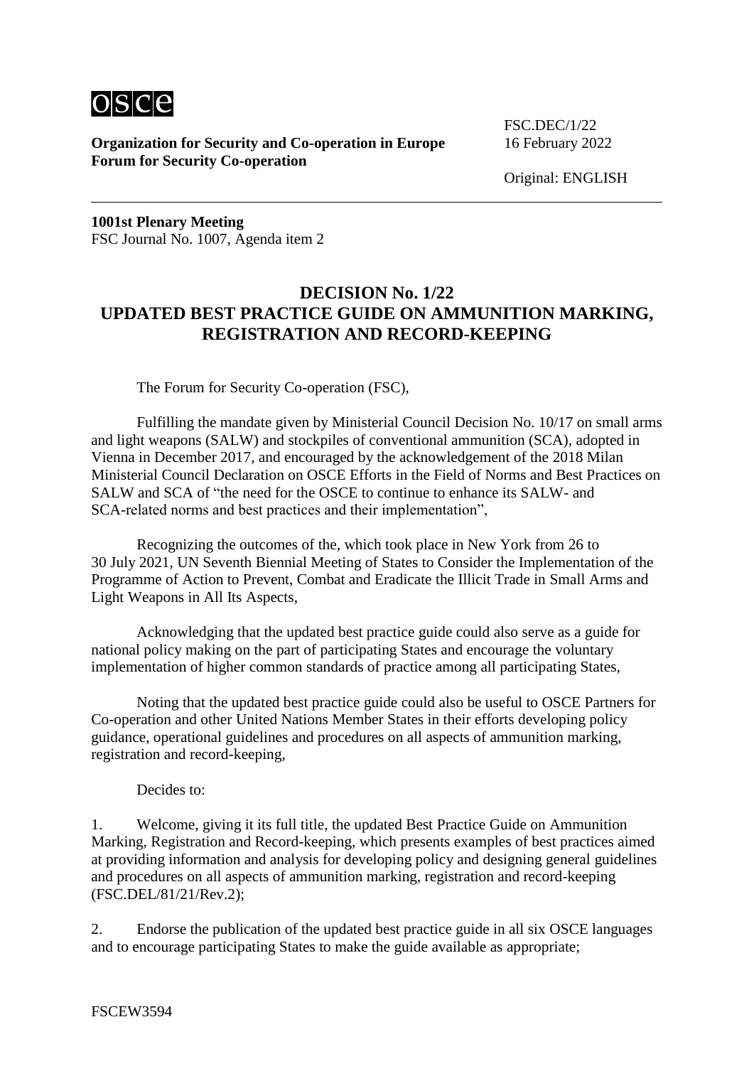osce

**Organization for Security and Co-operation in Europe**
**Forum for Security Co-operation**

FSC.DEC/1/22
16 February 2022

Original: ENGLISH

---

**1001st Plenary Meeting**
FSC Journal No. 1007, Agenda item 2

## DECISION No. 1/22
## UPDATED BEST PRACTICE GUIDE ON AMMUNITION MARKING, REGISTRATION AND RECORD-KEEPING

The Forum for Security Co-operation (FSC),

Fulfilling the mandate given by Ministerial Council Decision No. 10/17 on small arms and light weapons (SALW) and stockpiles of conventional ammunition (SCA), adopted in Vienna in December 2017, and encouraged by the acknowledgement of the 2018 Milan Ministerial Council Declaration on OSCE Efforts in the Field of Norms and Best Practices on SALW and SCA of "the need for the OSCE to continue to enhance its SALW- and SCA-related norms and best practices and their implementation",

Recognizing the outcomes of the, which took place in New York from 26 to 30 July 2021, UN Seventh Biennial Meeting of States to Consider the Implementation of the Programme of Action to Prevent, Combat and Eradicate the Illicit Trade in Small Arms and Light Weapons in All Its Aspects,

Acknowledging that the updated best practice guide could also serve as a guide for national policy making on the part of participating States and encourage the voluntary implementation of higher common standards of practice among all participating States,

Noting that the updated best practice guide could also be useful to OSCE Partners for Co-operation and other United Nations Member States in their efforts developing policy guidance, operational guidelines and procedures on all aspects of ammunition marking, registration and record-keeping,

Decides to:

1. Welcome, giving it its full title, the updated Best Practice Guide on Ammunition Marking, Registration and Record-keeping, which presents examples of best practices aimed at providing information and analysis for developing policy and designing general guidelines and procedures on all aspects of ammunition marking, registration and record-keeping (FSC.DEL/81/21/Rev.2);

2. Endorse the publication of the updated best practice guide in all six OSCE languages and to encourage participating States to make the guide available as appropriate;

FSCEW3594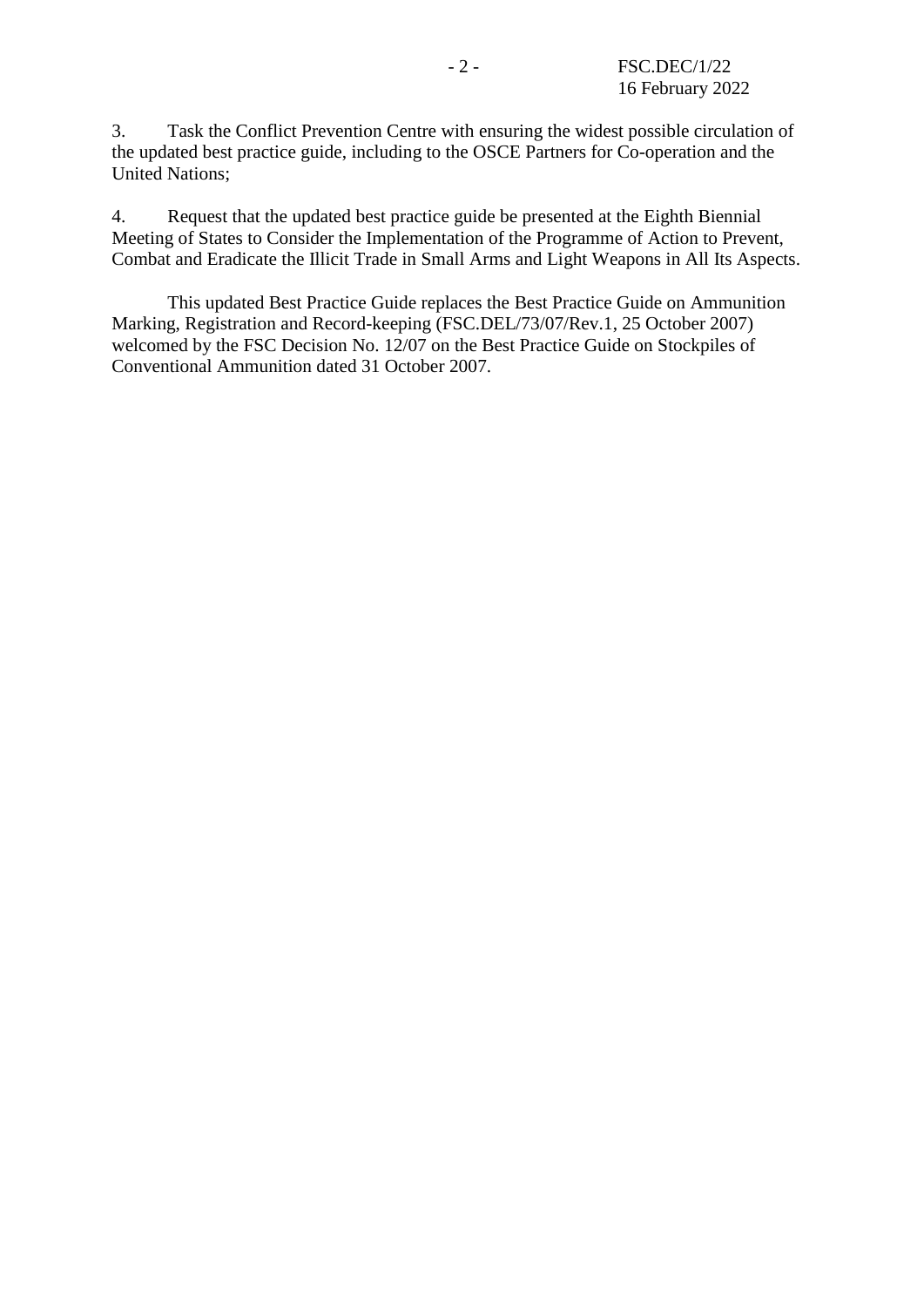3. Task the Conflict Prevention Centre with ensuring the widest possible circulation of the updated best practice guide, including to the OSCE Partners for Co-operation and the United Nations;

4. Request that the updated best practice guide be presented at the Eighth Biennial Meeting of States to Consider the Implementation of the Programme of Action to Prevent, Combat and Eradicate the Illicit Trade in Small Arms and Light Weapons in All Its Aspects.

This updated Best Practice Guide replaces the Best Practice Guide on Ammunition Marking, Registration and Record-keeping (FSC.DEL/73/07/Rev.1, 25 October 2007) welcomed by the FSC Decision No. 12/07 on the Best Practice Guide on Stockpiles of Conventional Ammunition dated 31 October 2007.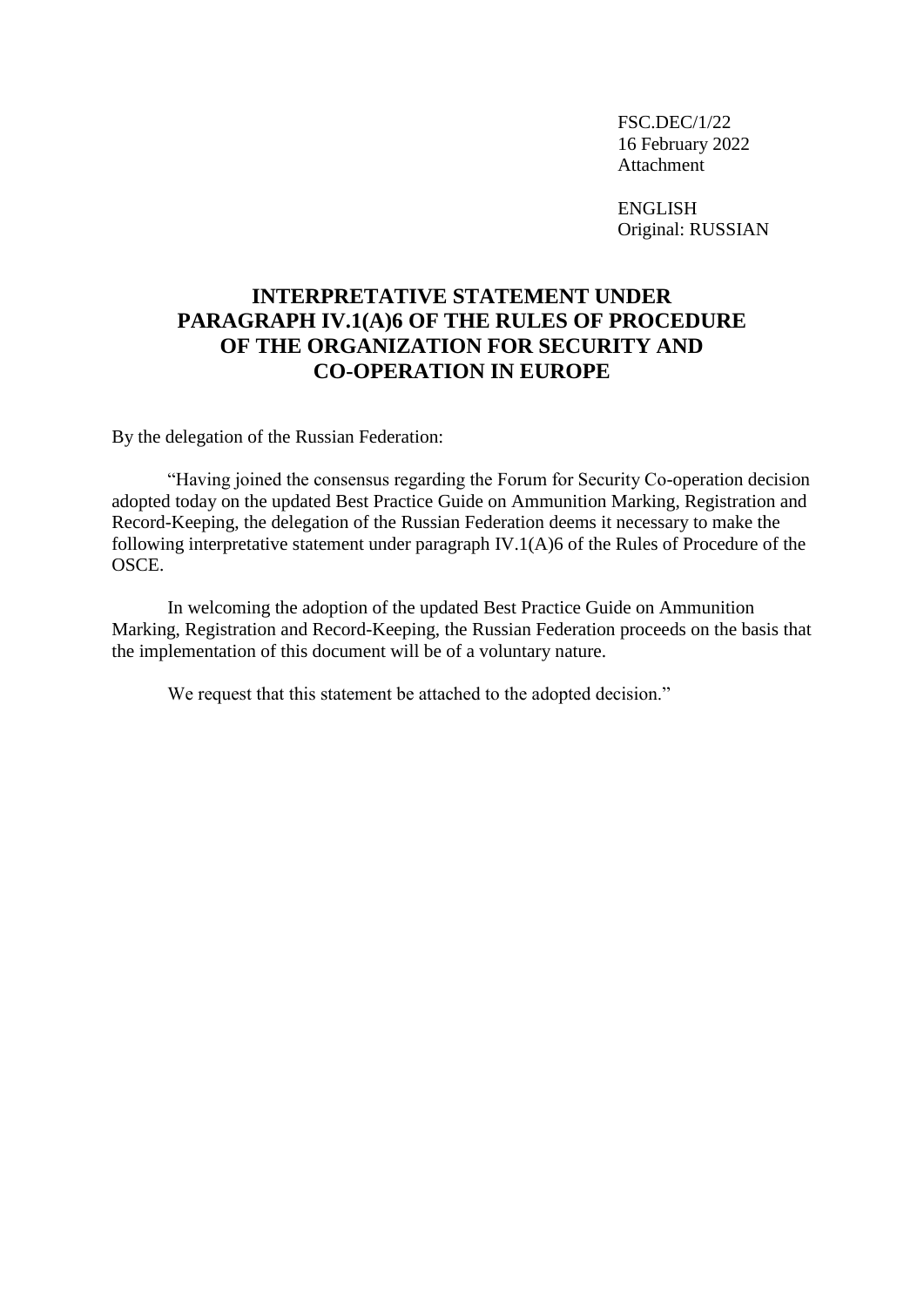FSC.DEC/1/22
16 February 2022
Attachment

ENGLISH
Original: RUSSIAN

# INTERPRETATIVE STATEMENT UNDER PARAGRAPH IV.1(A)6 OF THE RULES OF PROCEDURE OF THE ORGANIZATION FOR SECURITY AND CO-OPERATION IN EUROPE

By the delegation of the Russian Federation:

"Having joined the consensus regarding the Forum for Security Co-operation decision adopted today on the updated Best Practice Guide on Ammunition Marking, Registration and Record-Keeping, the delegation of the Russian Federation deems it necessary to make the following interpretative statement under paragraph IV.1(A)6 of the Rules of Procedure of the OSCE.

In welcoming the adoption of the updated Best Practice Guide on Ammunition Marking, Registration and Record-Keeping, the Russian Federation proceeds on the basis that the implementation of this document will be of a voluntary nature.

We request that this statement be attached to the adopted decision."